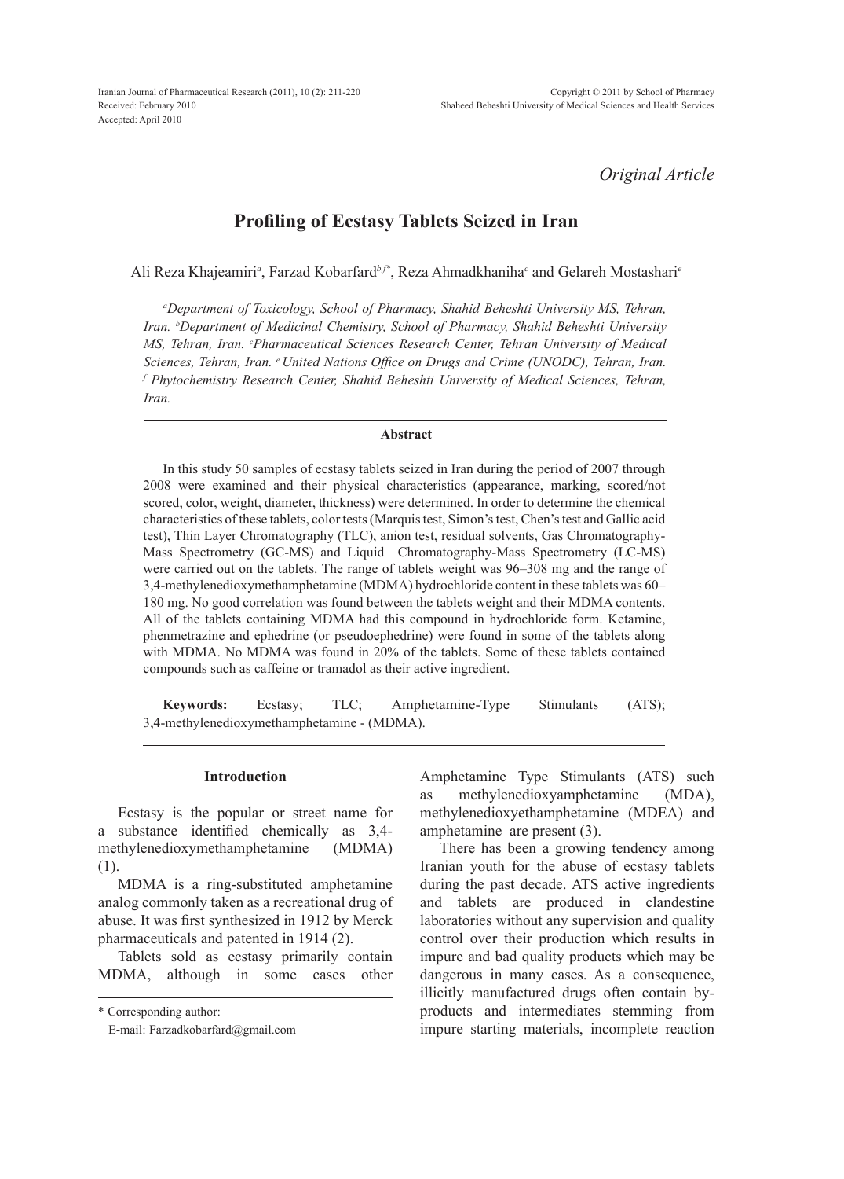*Original Article*

# Profiling of Ecstasy Tablets Seized in Iran

Ali Reza Khajeamiri[a], Farzad Kobarfard[b,f*], Reza Ahmadkhaniha[c] and Gelareh Mostashari[e]

*[a]Department of Toxicology, School of Pharmacy, Shahid Beheshti University MS, Tehran, Iran. [b]Department of Medicinal Chemistry, School of Pharmacy, Shahid Beheshti University MS, Tehran, Iran. [c]Pharmaceutical Sciences Research Center, Tehran University of Medical Sciences, Tehran, Iran. [e] United Nations Office on Drugs and Crime (UNODC), Tehran, Iran. [f] Phytochemistry Research Center, Shahid Beheshti University of Medical Sciences, Tehran, Iran.*

### Abstract

In this study 50 samples of ecstasy tablets seized in Iran during the period of 2007 through 2008 were examined and their physical characteristics (appearance, marking, scored/not scored, color, weight, diameter, thickness) were determined. In order to determine the chemical characteristics of these tablets, color tests (Marquis test, Simon's test, Chen's test and Gallic acid test), Thin Layer Chromatography (TLC), anion test, residual solvents, Gas Chromatography-Mass Spectrometry (GC-MS) and Liquid Chromatography-Mass Spectrometry (LC-MS) were carried out on the tablets. The range of tablets weight was 96–308 mg and the range of 3,4-methylenedioxymethamphetamine (MDMA) hydrochloride content in these tablets was 60–180 mg. No good correlation was found between the tablets weight and their MDMA contents. All of the tablets containing MDMA had this compound in hydrochloride form. Ketamine, phenmetrazine and ephedrine (or pseudoephedrine) were found in some of the tablets along with MDMA. No MDMA was found in 20% of the tablets. Some of these tablets contained compounds such as caffeine or tramadol as their active ingredient.

**Keywords:** Ecstasy; TLC; Amphetamine-Type Stimulants (ATS); 3,4-methylenedioxymethamphetamine - (MDMA).

## Introduction

Ecstasy is the popular or street name for a substance identified chemically as 3,4-methylenedioxymethamphetamine (MDMA) (1).

MDMA is a ring-substituted amphetamine analog commonly taken as a recreational drug of abuse. It was first synthesized in 1912 by Merck pharmaceuticals and patented in 1914 (2).

Tablets sold as ecstasy primarily contain MDMA, although in some cases other Amphetamine Type Stimulants (ATS) such as methylenedioxyamphetamine (MDA), methylenedioxyethamphetamine (MDEA) and amphetamine are present (3).

There has been a growing tendency among Iranian youth for the abuse of ecstasy tablets during the past decade. ATS active ingredients and tablets are produced in clandestine laboratories without any supervision and quality control over their production which results in impure and bad quality products which may be dangerous in many cases. As a consequence, illicitly manufactured drugs often contain by-products and intermediates stemming from impure starting materials, incomplete reaction

\* Corresponding author:
E-mail: Farzadkobarfard@gmail.com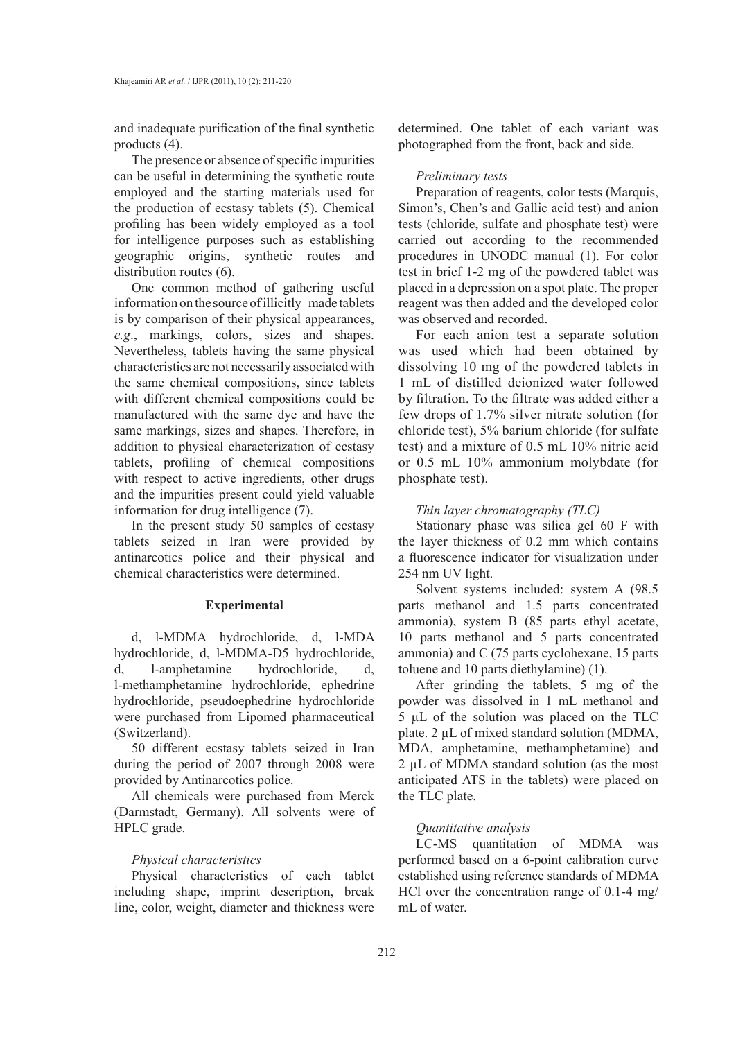and inadequate purification of the final synthetic products (4).

The presence or absence of specific impurities can be useful in determining the synthetic route employed and the starting materials used for the production of ecstasy tablets (5). Chemical profiling has been widely employed as a tool for intelligence purposes such as establishing geographic origins, synthetic routes and distribution routes (6).

One common method of gathering useful information on the source of illicitly–made tablets is by comparison of their physical appearances, *e.g*., markings, colors, sizes and shapes. Nevertheless, tablets having the same physical characteristics are not necessarily associated with the same chemical compositions, since tablets with different chemical compositions could be manufactured with the same dye and have the same markings, sizes and shapes. Therefore, in addition to physical characterization of ecstasy tablets, profiling of chemical compositions with respect to active ingredients, other drugs and the impurities present could yield valuable information for drug intelligence (7).

In the present study 50 samples of ecstasy tablets seized in Iran were provided by antinarcotics police and their physical and chemical characteristics were determined.

## Experimental

d, l-MDMA hydrochloride, d, l-MDA hydrochloride, d, l-MDMA-D5 hydrochloride, d, l-amphetamine hydrochloride, d, l-methamphetamine hydrochloride, ephedrine hydrochloride, pseudoephedrine hydrochloride were purchased from Lipomed pharmaceutical (Switzerland).

50 different ecstasy tablets seized in Iran during the period of 2007 through 2008 were provided by Antinarcotics police.

All chemicals were purchased from Merck (Darmstadt, Germany). All solvents were of HPLC grade.

### *Physical characteristics*

Physical characteristics of each tablet including shape, imprint description, break line, color, weight, diameter and thickness were determined. One tablet of each variant was photographed from the front, back and side.

### *Preliminary tests*

Preparation of reagents, color tests (Marquis, Simon's, Chen's and Gallic acid test) and anion tests (chloride, sulfate and phosphate test) were carried out according to the recommended procedures in UNODC manual (1). For color test in brief 1-2 mg of the powdered tablet was placed in a depression on a spot plate. The proper reagent was then added and the developed color was observed and recorded.

For each anion test a separate solution was used which had been obtained by dissolving 10 mg of the powdered tablets in 1 mL of distilled deionized water followed by filtration. To the filtrate was added either a few drops of 1.7% silver nitrate solution (for chloride test), 5% barium chloride (for sulfate test) and a mixture of 0.5 mL 10% nitric acid or 0.5 mL 10% ammonium molybdate (for phosphate test).

### *Thin layer chromatography (TLC)*

Stationary phase was silica gel 60 F with the layer thickness of 0.2 mm which contains a fluorescence indicator for visualization under 254 nm UV light.

Solvent systems included: system A (98.5 parts methanol and 1.5 parts concentrated ammonia), system B (85 parts ethyl acetate, 10 parts methanol and 5 parts concentrated ammonia) and C (75 parts cyclohexane, 15 parts toluene and 10 parts diethylamine) (1).

After grinding the tablets, 5 mg of the powder was dissolved in 1 mL methanol and 5 µL of the solution was placed on the TLC plate. 2 µL of mixed standard solution (MDMA, MDA, amphetamine, methamphetamine) and 2 µL of MDMA standard solution (as the most anticipated ATS in the tablets) were placed on the TLC plate.

### *Quantitative analysis*

LC-MS quantitation of MDMA was performed based on a 6-point calibration curve established using reference standards of MDMA HCl over the concentration range of 0.1-4 mg/mL of water.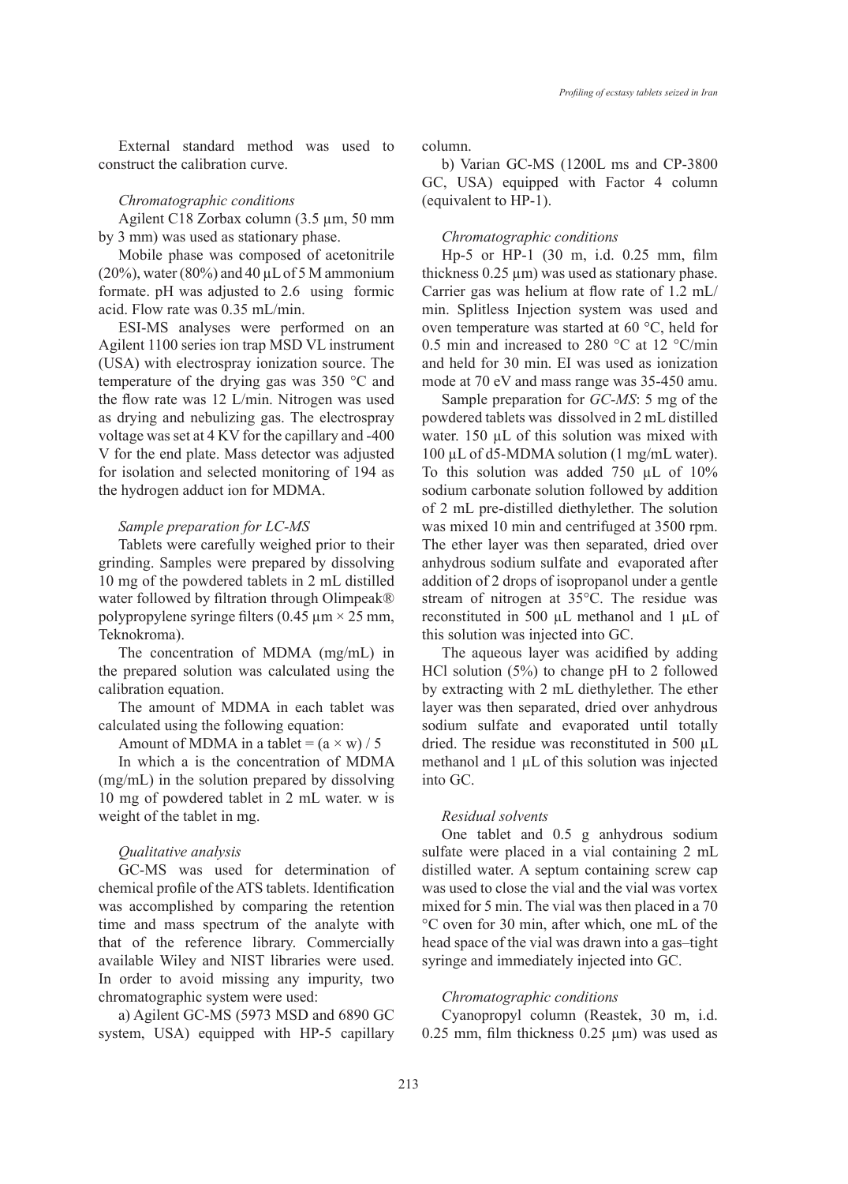External standard method was used to construct the calibration curve.

*Chromatographic conditions*

Agilent C18 Zorbax column (3.5 µm, 50 mm by 3 mm) was used as stationary phase.

Mobile phase was composed of acetonitrile (20%), water (80%) and 40 µL of 5 M ammonium formate. pH was adjusted to 2.6 using formic acid. Flow rate was 0.35 mL/min.

ESI-MS analyses were performed on an Agilent 1100 series ion trap MSD VL instrument (USA) with electrospray ionization source. The temperature of the drying gas was 350 °C and the flow rate was 12 L/min. Nitrogen was used as drying and nebulizing gas. The electrospray voltage was set at 4 KV for the capillary and -400 V for the end plate. Mass detector was adjusted for isolation and selected monitoring of 194 as the hydrogen adduct ion for MDMA.

*Sample preparation for LC-MS*

Tablets were carefully weighed prior to their grinding. Samples were prepared by dissolving 10 mg of the powdered tablets in 2 mL distilled water followed by filtration through Olimpeak® polypropylene syringe filters (0.45 µm × 25 mm, Teknokroma).

The concentration of MDMA (mg/mL) in the prepared solution was calculated using the calibration equation.

The amount of MDMA in each tablet was calculated using the following equation:

Amount of MDMA in a tablet = $(a \times w) / 5$

In which a is the concentration of MDMA (mg/mL) in the solution prepared by dissolving 10 mg of powdered tablet in 2 mL water. w is weight of the tablet in mg.

*Qualitative analysis*

GC-MS was used for determination of chemical profile of the ATS tablets. Identification was accomplished by comparing the retention time and mass spectrum of the analyte with that of the reference library. Commercially available Wiley and NIST libraries were used. In order to avoid missing any impurity, two chromatographic system were used:

a) Agilent GC-MS (5973 MSD and 6890 GC system, USA) equipped with HP-5 capillary column.

b) Varian GC-MS (1200L ms and CP-3800 GC, USA) equipped with Factor 4 column (equivalent to HP-1).

*Chromatographic conditions*

Hp-5 or HP-1 (30 m, i.d. 0.25 mm, film thickness 0.25 µm) was used as stationary phase. Carrier gas was helium at flow rate of 1.2 mL/min. Splitless Injection system was used and oven temperature was started at 60 °C, held for 0.5 min and increased to 280 °C at 12 °C/min and held for 30 min. EI was used as ionization mode at 70 eV and mass range was 35-450 amu.

Sample preparation for *GC-MS*: 5 mg of the powdered tablets was dissolved in 2 mL distilled water. 150 µL of this solution was mixed with 100 µL of d5-MDMA solution (1 mg/mL water). To this solution was added 750 µL of 10% sodium carbonate solution followed by addition of 2 mL pre-distilled diethylether. The solution was mixed 10 min and centrifuged at 3500 rpm. The ether layer was then separated, dried over anhydrous sodium sulfate and evaporated after addition of 2 drops of isopropanol under a gentle stream of nitrogen at 35°C. The residue was reconstituted in 500 µL methanol and 1 µL of this solution was injected into GC.

The aqueous layer was acidified by adding HCl solution (5%) to change pH to 2 followed by extracting with 2 mL diethylether. The ether layer was then separated, dried over anhydrous sodium sulfate and evaporated until totally dried. The residue was reconstituted in 500 µL methanol and 1 µL of this solution was injected into GC.

*Residual solvents*

One tablet and 0.5 g anhydrous sodium sulfate were placed in a vial containing 2 mL distilled water. A septum containing screw cap was used to close the vial and the vial was vortex mixed for 5 min. The vial was then placed in a 70 °C oven for 30 min, after which, one mL of the head space of the vial was drawn into a gas–tight syringe and immediately injected into GC.

*Chromatographic conditions*

Cyanopropyl column (Reastek, 30 m, i.d. 0.25 mm, film thickness 0.25 µm) was used as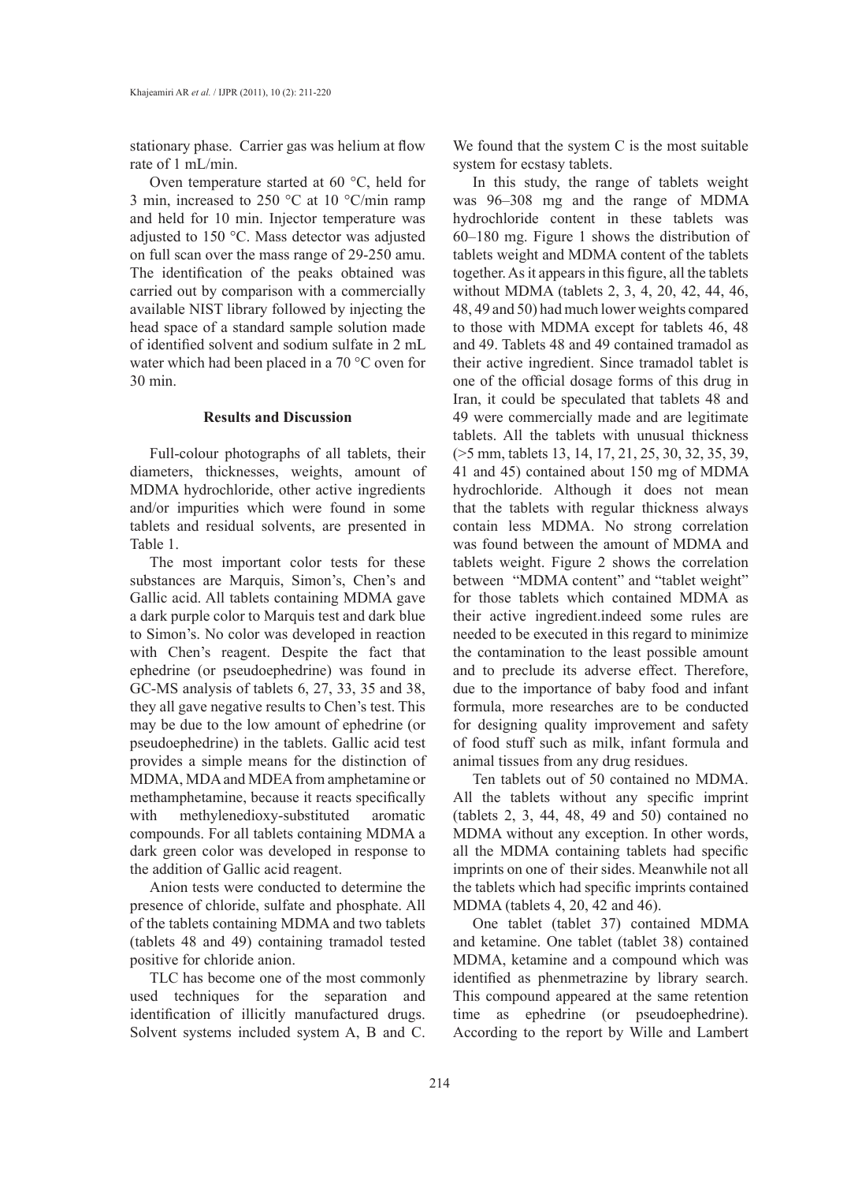stationary phase. Carrier gas was helium at flow rate of 1 mL/min.

Oven temperature started at 60 °C, held for 3 min, increased to 250 °C at 10 °C/min ramp and held for 10 min. Injector temperature was adjusted to 150 °C. Mass detector was adjusted on full scan over the mass range of 29-250 amu. The identification of the peaks obtained was carried out by comparison with a commercially available NIST library followed by injecting the head space of a standard sample solution made of identified solvent and sodium sulfate in 2 mL water which had been placed in a 70 °C oven for 30 min.

## Results and Discussion

Full-colour photographs of all tablets, their diameters, thicknesses, weights, amount of MDMA hydrochloride, other active ingredients and/or impurities which were found in some tablets and residual solvents, are presented in Table 1.

The most important color tests for these substances are Marquis, Simon's, Chen's and Gallic acid. All tablets containing MDMA gave a dark purple color to Marquis test and dark blue to Simon's. No color was developed in reaction with Chen's reagent. Despite the fact that ephedrine (or pseudoephedrine) was found in GC-MS analysis of tablets 6, 27, 33, 35 and 38, they all gave negative results to Chen's test. This may be due to the low amount of ephedrine (or pseudoephedrine) in the tablets. Gallic acid test provides a simple means for the distinction of MDMA, MDA and MDEA from amphetamine or methamphetamine, because it reacts specifically with methylenedioxy-substituted aromatic compounds. For all tablets containing MDMA a dark green color was developed in response to the addition of Gallic acid reagent.

Anion tests were conducted to determine the presence of chloride, sulfate and phosphate. All of the tablets containing MDMA and two tablets (tablets 48 and 49) containing tramadol tested positive for chloride anion.

TLC has become one of the most commonly used techniques for the separation and identification of illicitly manufactured drugs. Solvent systems included system A, B and C. We found that the system C is the most suitable system for ecstasy tablets.

In this study, the range of tablets weight was 96–308 mg and the range of MDMA hydrochloride content in these tablets was 60–180 mg. Figure 1 shows the distribution of tablets weight and MDMA content of the tablets together. As it appears in this figure, all the tablets without MDMA (tablets 2, 3, 4, 20, 42, 44, 46, 48, 49 and 50) had much lower weights compared to those with MDMA except for tablets 46, 48 and 49. Tablets 48 and 49 contained tramadol as their active ingredient. Since tramadol tablet is one of the official dosage forms of this drug in Iran, it could be speculated that tablets 48 and 49 were commercially made and are legitimate tablets. All the tablets with unusual thickness (>5 mm, tablets 13, 14, 17, 21, 25, 30, 32, 35, 39, 41 and 45) contained about 150 mg of MDMA hydrochloride. Although it does not mean that the tablets with regular thickness always contain less MDMA. No strong correlation was found between the amount of MDMA and tablets weight. Figure 2 shows the correlation between "MDMA content" and "tablet weight" for those tablets which contained MDMA as their active ingredient.indeed some rules are needed to be executed in this regard to minimize the contamination to the least possible amount and to preclude its adverse effect. Therefore, due to the importance of baby food and infant formula, more researches are to be conducted for designing quality improvement and safety of food stuff such as milk, infant formula and animal tissues from any drug residues.

Ten tablets out of 50 contained no MDMA. All the tablets without any specific imprint (tablets 2, 3, 44, 48, 49 and 50) contained no MDMA without any exception. In other words, all the MDMA containing tablets had specific imprints on one of their sides. Meanwhile not all the tablets which had specific imprints contained MDMA (tablets 4, 20, 42 and 46).

One tablet (tablet 37) contained MDMA and ketamine. One tablet (tablet 38) contained MDMA, ketamine and a compound which was identified as phenmetrazine by library search. This compound appeared at the same retention time as ephedrine (or pseudoephedrine). According to the report by Wille and Lambert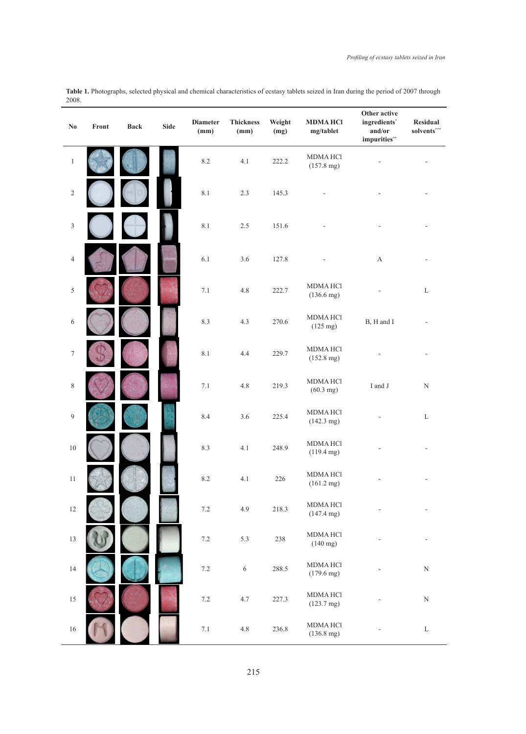**Table 1.** Photographs, selected physical and chemical characteristics of ecstasy tablets seized in Iran during the period of 2007 through 2008.

| No | Front | Back | Side | Diameter (mm) | Thickness (mm) | Weight (mg) | MDMA HCl mg/tablet | Other active ingredients* and/or impurities** | Residual solvents*** |
|---|---|---|---|---|---|---|---|---|---|
| 1 | | | | 8.2 | 4.1 | 222.2 | MDMA HCl (157.8 mg) | - | - |
| 2 | | | | 8.1 | 2.3 | 145.3 | - | - | - |
| 3 | | | | 8.1 | 2.5 | 151.6 | - | - | - |
| 4 | | | | 6.1 | 3.6 | 127.8 | - | A | - |
| 5 | | | | 7.1 | 4.8 | 222.7 | MDMA HCl (136.6 mg) | - | L |
| 6 | | | | 8.3 | 4.3 | 270.6 | MDMA HCl (125 mg) | B, H and I | - |
| 7 | | | | 8.1 | 4.4 | 229.7 | MDMA HCl (152.8 mg) | - | - |
| 8 | | | | 7.1 | 4.8 | 219.3 | MDMA HCl (60.3 mg) | I and J | N |
| 9 | | | | 8.4 | 3.6 | 225.4 | MDMA HCl (142.3 mg) | - | L |
| 10 | | | | 8.3 | 4.1 | 248.9 | MDMA HCl (119.4 mg) | - | - |
| 11 | | | | 8.2 | 4.1 | 226 | MDMA HCl (161.2 mg) | - | - |
| 12 | | | | 7.2 | 4.9 | 218.3 | MDMA HCl (147.4 mg) | - | - |
| 13 | | | | 7.2 | 5.3 | 238 | MDMA HCl (140 mg) | - | - |
| 14 | | | | 7.2 | 6 | 288.5 | MDMA HCl (179.6 mg) | - | N |
| 15 | | | | 7.2 | 4.7 | 227.3 | MDMA HCl (123.7 mg) | - | N |
| 16 | | | | 7.1 | 4.8 | 236.8 | MDMA HCl (136.8 mg) | - | L |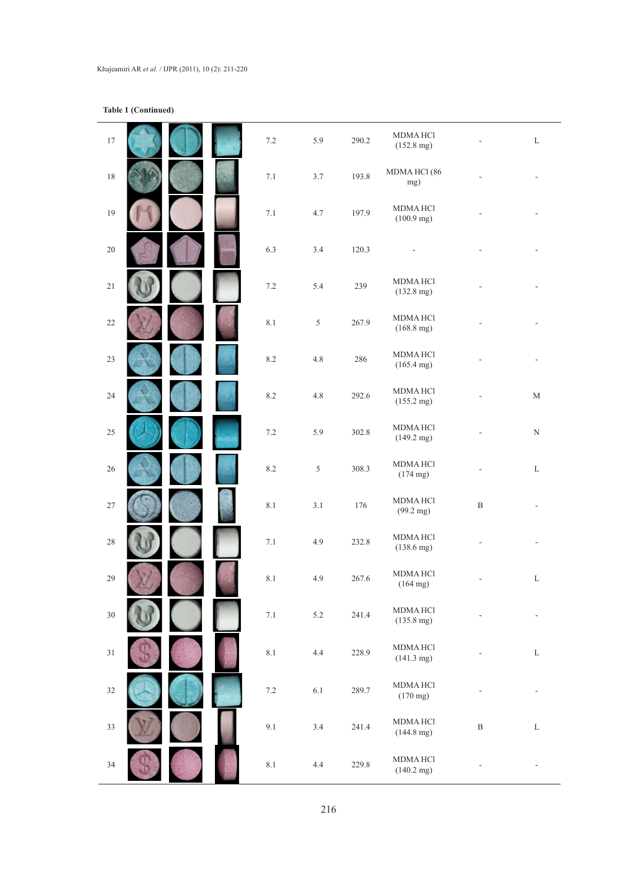**Table 1 (Continued)**

| | | | | | | | | | |
|---|---|---|---|---|---|---|---|---|---|
| 17 | | | | 7.2 | 5.9 | 290.2 | MDMA HCl (152.8 mg) | - | L |
| 18 | | | | 7.1 | 3.7 | 193.8 | MDMA HCl (86 mg) | - | - |
| 19 | | | | 7.1 | 4.7 | 197.9 | MDMA HCl (100.9 mg) | - | - |
| 20 | | | | 6.3 | 3.4 | 120.3 | - | - | - |
| 21 | | | | 7.2 | 5.4 | 239 | MDMA HCl (132.8 mg) | - | - |
| 22 | | | | 8.1 | 5 | 267.9 | MDMA HCl (168.8 mg) | - | - |
| 23 | | | | 8.2 | 4.8 | 286 | MDMA HCl (165.4 mg) | - | - |
| 24 | | | | 8.2 | 4.8 | 292.6 | MDMA HCl (155.2 mg) | - | M |
| 25 | | | | 7.2 | 5.9 | 302.8 | MDMA HCl (149.2 mg) | - | N |
| 26 | | | | 8.2 | 5 | 308.3 | MDMA HCl (174 mg) | - | L |
| 27 | | | | 8.1 | 3.1 | 176 | MDMA HCl (99.2 mg) | B | - |
| 28 | | | | 7.1 | 4.9 | 232.8 | MDMA HCl (138.6 mg) | - | - |
| 29 | | | | 8.1 | 4.9 | 267.6 | MDMA HCl (164 mg) | - | L |
| 30 | | | | 7.1 | 5.2 | 241.4 | MDMA HCl (135.8 mg) | - | - |
| 31 | | | | 8.1 | 4.4 | 228.9 | MDMA HCl (141.3 mg) | - | L |
| 32 | | | | 7.2 | 6.1 | 289.7 | MDMA HCl (170 mg) | - | - |
| 33 | | | | 9.1 | 3.4 | 241.4 | MDMA HCl (144.8 mg) | B | L |
| 34 | | | | 8.1 | 4.4 | 229.8 | MDMA HCl (140.2 mg) | - | - |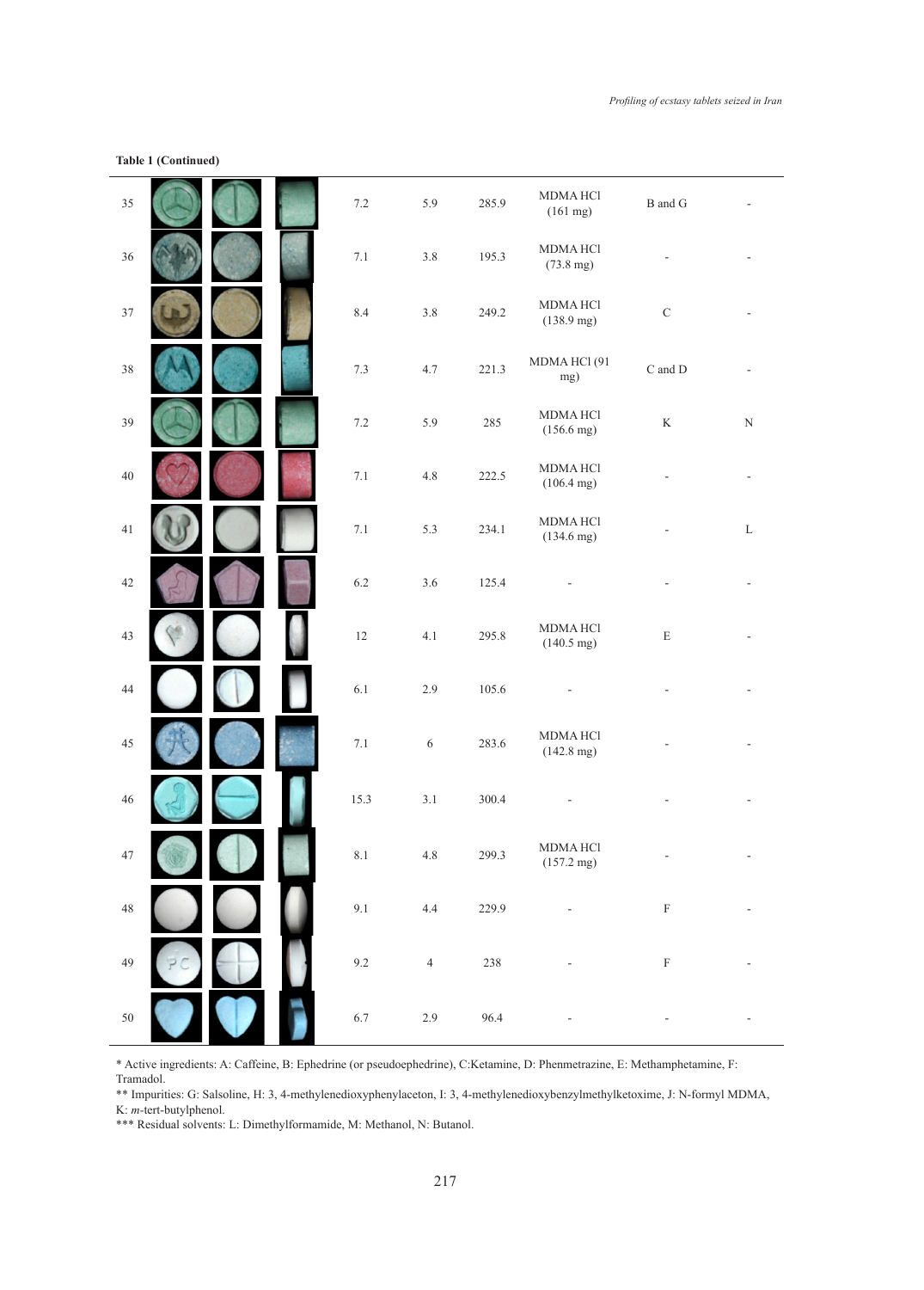**Table 1 (Continued)**

| | | | | | | | | | |
|---|---|---|---|---|---|---|---|---|---|
| 35 | | | | 7.2 | 5.9 | 285.9 | MDMA HCl (161 mg) | B and G | - |
| 36 | | | | 7.1 | 3.8 | 195.3 | MDMA HCl (73.8 mg) | - | - |
| 37 | | | | 8.4 | 3.8 | 249.2 | MDMA HCl (138.9 mg) | C | - |
| 38 | | | | 7.3 | 4.7 | 221.3 | MDMA HCl (91 mg) | C and D | - |
| 39 | | | | 7.2 | 5.9 | 285 | MDMA HCl (156.6 mg) | K | N |
| 40 | | | | 7.1 | 4.8 | 222.5 | MDMA HCl (106.4 mg) | - | - |
| 41 | | | | 7.1 | 5.3 | 234.1 | MDMA HCl (134.6 mg) | - | L |
| 42 | | | | 6.2 | 3.6 | 125.4 | - | - | - |
| 43 | | | | 12 | 4.1 | 295.8 | MDMA HCl (140.5 mg) | E | - |
| 44 | | | | 6.1 | 2.9 | 105.6 | - | - | - |
| 45 | | | | 7.1 | 6 | 283.6 | MDMA HCl (142.8 mg) | - | - |
| 46 | | | | 15.3 | 3.1 | 300.4 | - | - | - |
| 47 | | | | 8.1 | 4.8 | 299.3 | MDMA HCl (157.2 mg) | - | - |
| 48 | | | | 9.1 | 4.4 | 229.9 | - | F | - |
| 49 | | | | 9.2 | 4 | 238 | - | F | - |
| 50 | | | | 6.7 | 2.9 | 96.4 | - | - | - |

\* Active ingredients: A: Caffeine, B: Ephedrine (or pseudoephedrine), C:Ketamine, D: Phenmetrazine, E: Methamphetamine, F: Tramadol.

\*\* Impurities: G: Salsoline, H: 3, 4-methylenedioxyphenylaceton, I: 3, 4-methylenedioxybenzylmethylketoxime, J: N-formyl MDMA, K: *m*-tert-butylphenol.

\*\*\* Residual solvents: L: Dimethylformamide, M: Methanol, N: Butanol.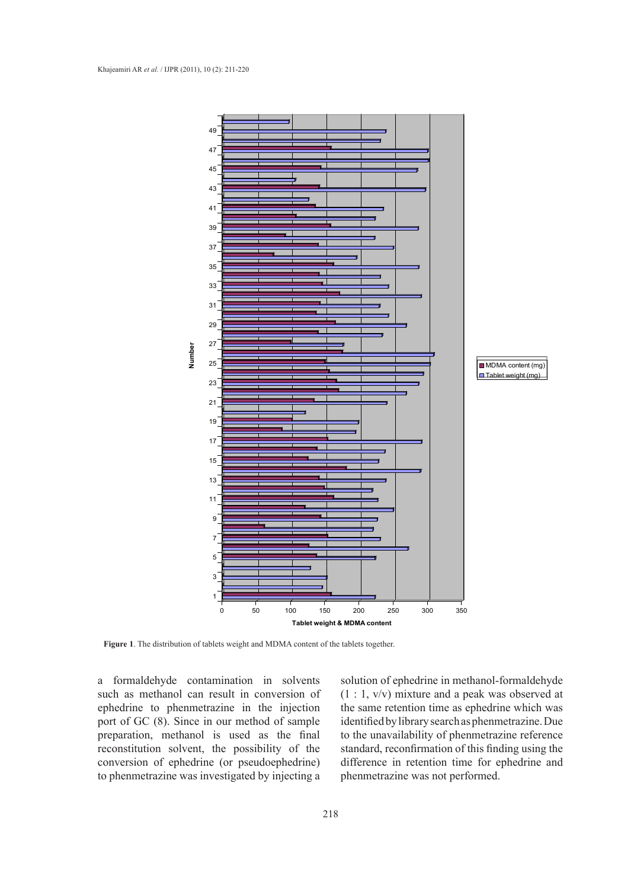**Figure 1**. The distribution of tablets weight and MDMA content of the tablets together.

a formaldehyde contamination in solvents such as methanol can result in conversion of ephedrine to phenmetrazine in the injection port of GC (8). Since in our method of sample preparation, methanol is used as the final reconstitution solvent, the possibility of the conversion of ephedrine (or pseudoephedrine) to phenmetrazine was investigated by injecting a solution of ephedrine in methanol-formaldehyde (1 : 1, v/v) mixture and a peak was observed at the same retention time as ephedrine which was identified by library search as phenmetrazine. Due to the unavailability of phenmetrazine reference standard, reconfirmation of this finding using the difference in retention time for ephedrine and phenmetrazine was not performed.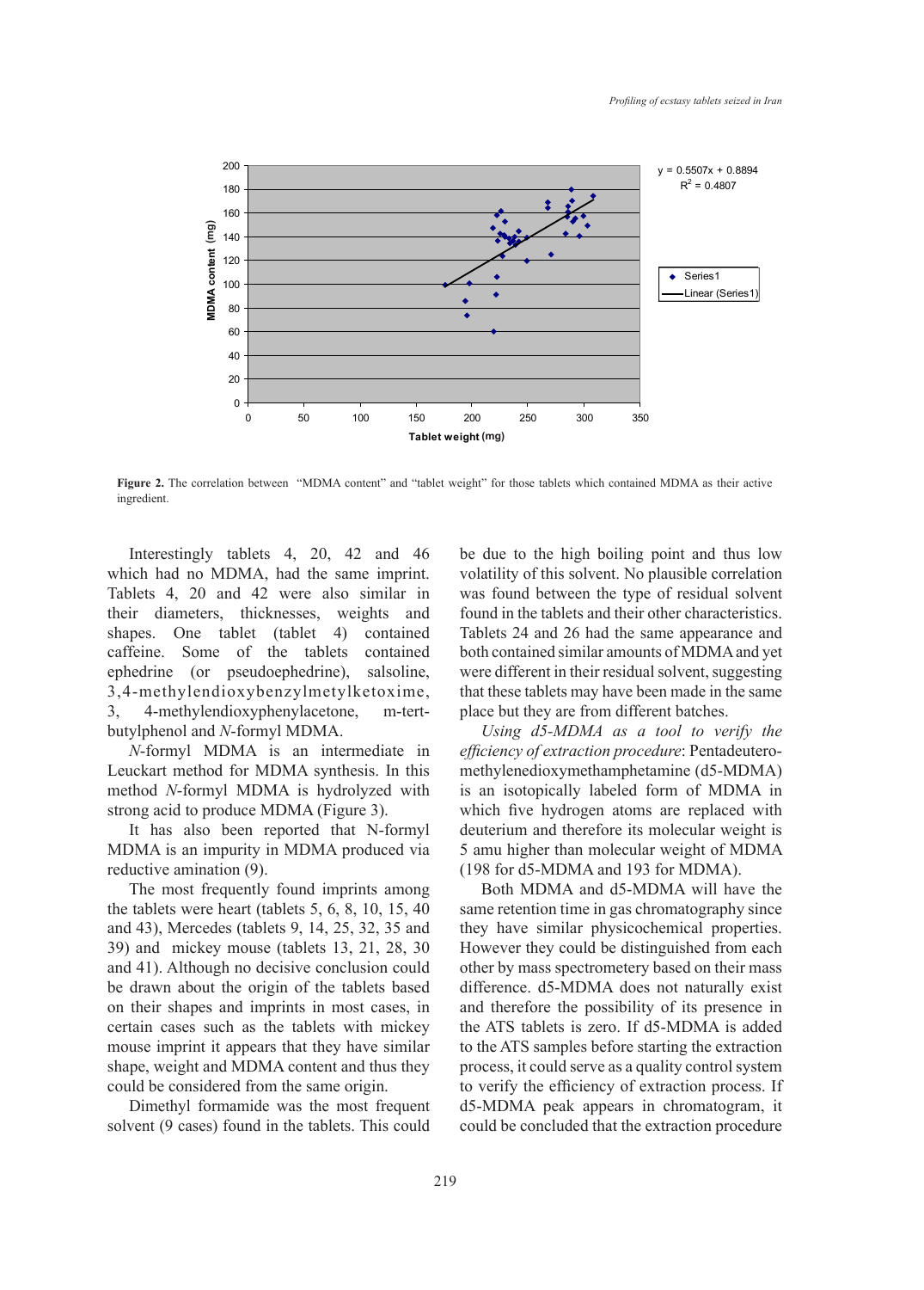**Figure 2.** The correlation between "MDMA content" and "tablet weight" for those tablets which contained MDMA as their active ingredient.

Interestingly tablets 4, 20, 42 and 46 which had no MDMA, had the same imprint. Tablets 4, 20 and 42 were also similar in their diameters, thicknesses, weights and shapes. One tablet (tablet 4) contained caffeine. Some of the tablets contained ephedrine (or pseudoephedrine), salsoline, 3,4-methylendioxybenzylmetylketoxime, 3, 4-methylendioxyphenylacetone, m-tert-butylphenol and *N*-formyl MDMA.

*N*-formyl MDMA is an intermediate in Leuckart method for MDMA synthesis. In this method *N*-formyl MDMA is hydrolyzed with strong acid to produce MDMA (Figure 3).

It has also been reported that N-formyl MDMA is an impurity in MDMA produced via reductive amination (9).

The most frequently found imprints among the tablets were heart (tablets 5, 6, 8, 10, 15, 40 and 43), Mercedes (tablets 9, 14, 25, 32, 35 and 39) and mickey mouse (tablets 13, 21, 28, 30 and 41). Although no decisive conclusion could be drawn about the origin of the tablets based on their shapes and imprints in most cases, in certain cases such as the tablets with mickey mouse imprint it appears that they have similar shape, weight and MDMA content and thus they could be considered from the same origin.

Dimethyl formamide was the most frequent solvent (9 cases) found in the tablets. This could be due to the high boiling point and thus low volatility of this solvent. No plausible correlation was found between the type of residual solvent found in the tablets and their other characteristics. Tablets 24 and 26 had the same appearance and both contained similar amounts of MDMA and yet were different in their residual solvent, suggesting that these tablets may have been made in the same place but they are from different batches.

*Using d5-MDMA as a tool to verify the efficiency of extraction procedure*: Pentadeuteromethylenedioxymethamphetamine (d5-MDMA) is an isotopically labeled form of MDMA in which five hydrogen atoms are replaced with deuterium and therefore its molecular weight is 5 amu higher than molecular weight of MDMA (198 for d5-MDMA and 193 for MDMA).

Both MDMA and d5-MDMA will have the same retention time in gas chromatography since they have similar physicochemical properties. However they could be distinguished from each other by mass spectrometery based on their mass difference. d5-MDMA does not naturally exist and therefore the possibility of its presence in the ATS tablets is zero. If d5-MDMA is added to the ATS samples before starting the extraction process, it could serve as a quality control system to verify the efficiency of extraction process. If d5-MDMA peak appears in chromatogram, it could be concluded that the extraction procedure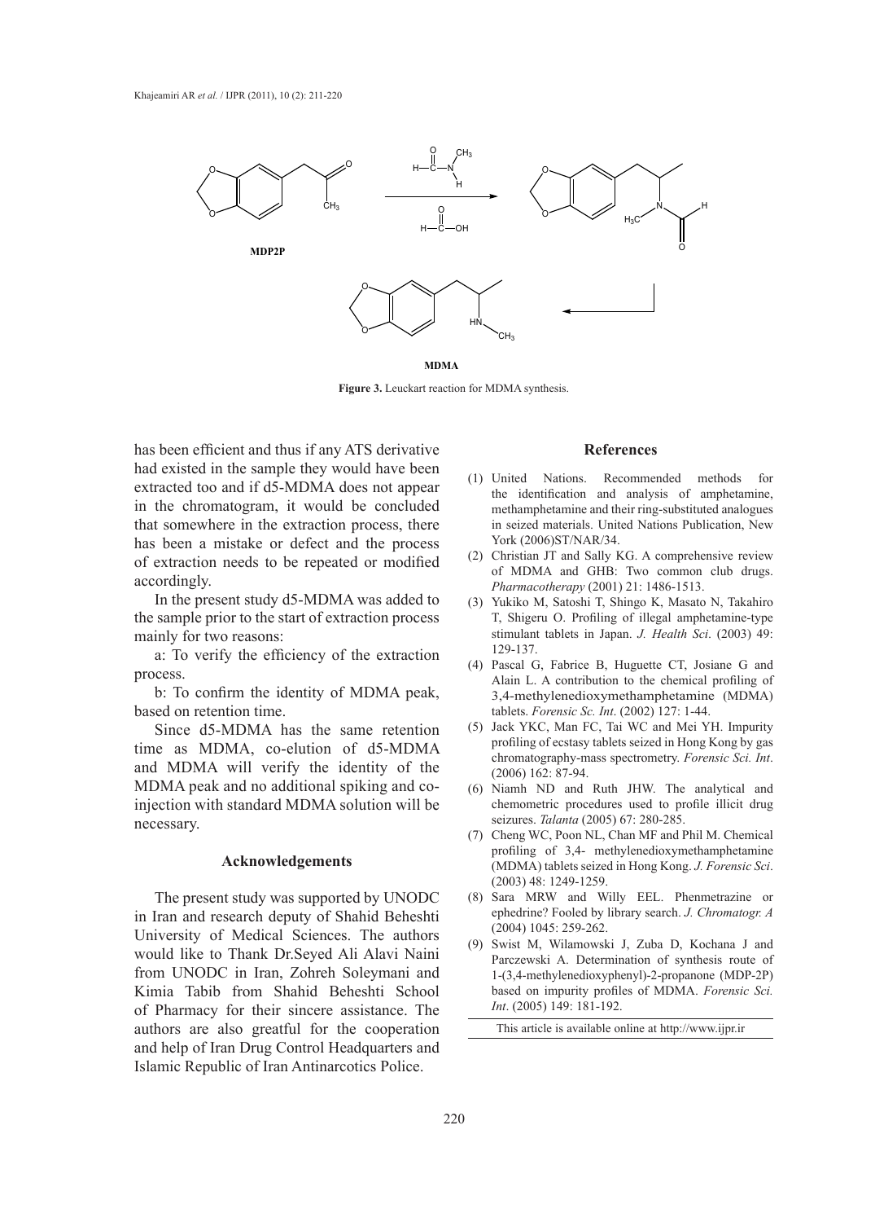MDP2P

MDMA

**Figure 3.** Leuckart reaction for MDMA synthesis.

has been efficient and thus if any ATS derivative had existed in the sample they would have been extracted too and if d5-MDMA does not appear in the chromatogram, it would be concluded that somewhere in the extraction process, there has been a mistake or defect and the process of extraction needs to be repeated or modified accordingly.

In the present study d5-MDMA was added to the sample prior to the start of extraction process mainly for two reasons:

a: To verify the efficiency of the extraction process.

b: To confirm the identity of MDMA peak, based on retention time.

Since d5-MDMA has the same retention time as MDMA, co-elution of d5-MDMA and MDMA will verify the identity of the MDMA peak and no additional spiking and co-injection with standard MDMA solution will be necessary.

## Acknowledgements

The present study was supported by UNODC in Iran and research deputy of Shahid Beheshti University of Medical Sciences. The authors would like to Thank Dr.Seyed Ali Alavi Naini from UNODC in Iran, Zohreh Soleymani and Kimia Tabib from Shahid Beheshti School of Pharmacy for their sincere assistance. The authors are also greatful for the cooperation and help of Iran Drug Control Headquarters and Islamic Republic of Iran Antinarcotics Police.

## References

(1) United Nations. Recommended methods for the identification and analysis of amphetamine, methamphetamine and their ring-substituted analogues in seized materials. United Nations Publication, New York (2006)ST/NAR/34.

(2) Christian JT and Sally KG. A comprehensive review of MDMA and GHB: Two common club drugs. *Pharmacotherapy* (2001) 21: 1486-1513.

(3) Yukiko M, Satoshi T, Shingo K, Masato N, Takahiro T, Shigeru O. Profiling of illegal amphetamine-type stimulant tablets in Japan. *J. Health Sci*. (2003) 49: 129-137.

(4) Pascal G, Fabrice B, Huguette CT, Josiane G and Alain L. A contribution to the chemical profiling of 3,4-methylenedioxymethamphetamine (MDMA) tablets. *Forensic Sc. Int*. (2002) 127: 1-44.

(5) Jack YKC, Man FC, Tai WC and Mei YH. Impurity profiling of ecstasy tablets seized in Hong Kong by gas chromatography-mass spectrometry. *Forensic Sci. Int*. (2006) 162: 87-94.

(6) Niamh ND and Ruth JHW. The analytical and chemometric procedures used to profile illicit drug seizures. *Talanta* (2005) 67: 280-285.

(7) Cheng WC, Poon NL, Chan MF and Phil M. Chemical profiling of 3,4- methylenedioxymethamphetamine (MDMA) tablets seized in Hong Kong. *J. Forensic Sci*. (2003) 48: 1249-1259.

(8) Sara MRW and Willy EEL. Phenmetrazine or ephedrine? Fooled by library search. *J. Chromatogr. A* (2004) 1045: 259-262.

(9) Swist M, Wilamowski J, Zuba D, Kochana J and Parczewski A. Determination of synthesis route of 1-(3,4-methylenedioxyphenyl)-2-propanone (MDP-2P) based on impurity profiles of MDMA. *Forensic Sci. Int*. (2005) 149: 181-192.

This article is available online at http://www.ijpr.ir